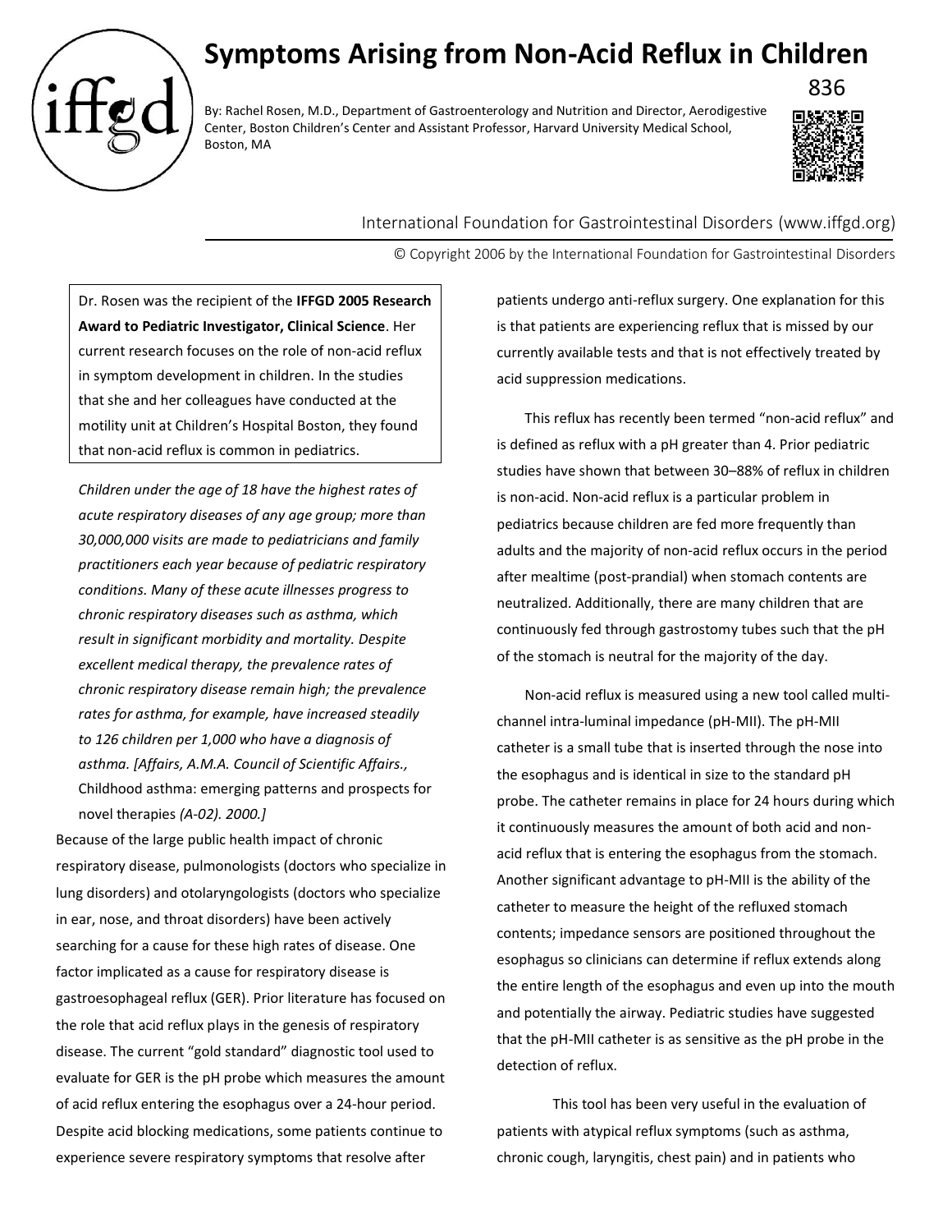# Symptoms Arising from Non-Acid Reflux in Children

836

By: Rachel Rosen, M.D., Department of Gastroenterology and Nutrition and Director, Aerodigestive Center, Boston Children's Center and Assistant Professor, Harvard University Medical School, Boston, MA

International Foundation for Gastrointestinal Disorders (www.iffgd.org)

© Copyright 2006 by the International Foundation for Gastrointestinal Disorders

Dr. Rosen was the recipient of the **IFFGD 2005 Research Award to Pediatric Investigator, Clinical Science**. Her current research focuses on the role of non-acid reflux in symptom development in children. In the studies that she and her colleagues have conducted at the motility unit at Children's Hospital Boston, they found that non-acid reflux is common in pediatrics.

*Children under the age of 18 have the highest rates of acute respiratory diseases of any age group; more than 30,000,000 visits are made to pediatricians and family practitioners each year because of pediatric respiratory conditions. Many of these acute illnesses progress to chronic respiratory diseases such as asthma, which result in significant morbidity and mortality. Despite excellent medical therapy, the prevalence rates of chronic respiratory disease remain high; the prevalence rates for asthma, for example, have increased steadily to 126 children per 1,000 who have a diagnosis of asthma. [Affairs, A.M.A. Council of Scientific Affairs.,* Childhood asthma: emerging patterns and prospects for novel therapies *(A-02). 2000.]*

Because of the large public health impact of chronic respiratory disease, pulmonologists (doctors who specialize in lung disorders) and otolaryngologists (doctors who specialize in ear, nose, and throat disorders) have been actively searching for a cause for these high rates of disease. One factor implicated as a cause for respiratory disease is gastroesophageal reflux (GER). Prior literature has focused on the role that acid reflux plays in the genesis of respiratory disease. The current "gold standard" diagnostic tool used to evaluate for GER is the pH probe which measures the amount of acid reflux entering the esophagus over a 24-hour period. Despite acid blocking medications, some patients continue to experience severe respiratory symptoms that resolve after patients undergo anti-reflux surgery. One explanation for this is that patients are experiencing reflux that is missed by our currently available tests and that is not effectively treated by acid suppression medications.

This reflux has recently been termed "non-acid reflux" and is defined as reflux with a pH greater than 4. Prior pediatric studies have shown that between 30–88% of reflux in children is non-acid. Non-acid reflux is a particular problem in pediatrics because children are fed more frequently than adults and the majority of non-acid reflux occurs in the period after mealtime (post-prandial) when stomach contents are neutralized. Additionally, there are many children that are continuously fed through gastrostomy tubes such that the pH of the stomach is neutral for the majority of the day.

Non-acid reflux is measured using a new tool called multi-channel intra-luminal impedance (pH-MII). The pH-MII catheter is a small tube that is inserted through the nose into the esophagus and is identical in size to the standard pH probe. The catheter remains in place for 24 hours during which it continuously measures the amount of both acid and non-acid reflux that is entering the esophagus from the stomach. Another significant advantage to pH-MII is the ability of the catheter to measure the height of the refluxed stomach contents; impedance sensors are positioned throughout the esophagus so clinicians can determine if reflux extends along the entire length of the esophagus and even up into the mouth and potentially the airway. Pediatric studies have suggested that the pH-MII catheter is as sensitive as the pH probe in the detection of reflux.

This tool has been very useful in the evaluation of patients with atypical reflux symptoms (such as asthma, chronic cough, laryngitis, chest pain) and in patients who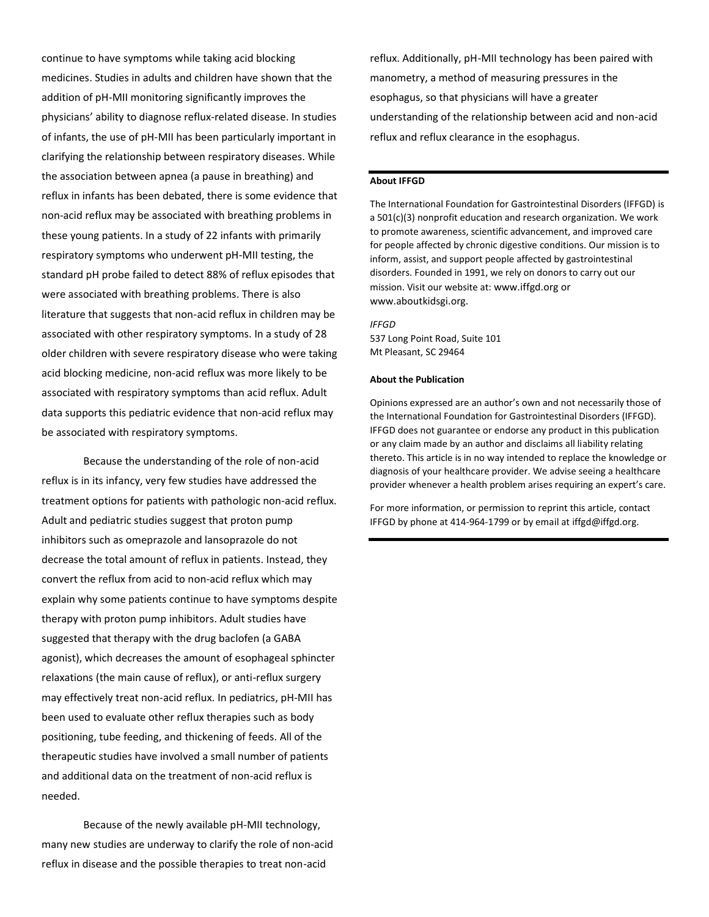continue to have symptoms while taking acid blocking medicines. Studies in adults and children have shown that the addition of pH-MII monitoring significantly improves the physicians' ability to diagnose reflux-related disease. In studies of infants, the use of pH-MII has been particularly important in clarifying the relationship between respiratory diseases. While the association between apnea (a pause in breathing) and reflux in infants has been debated, there is some evidence that non-acid reflux may be associated with breathing problems in these young patients. In a study of 22 infants with primarily respiratory symptoms who underwent pH-MII testing, the standard pH probe failed to detect 88% of reflux episodes that were associated with breathing problems. There is also literature that suggests that non-acid reflux in children may be associated with other respiratory symptoms. In a study of 28 older children with severe respiratory disease who were taking acid blocking medicine, non-acid reflux was more likely to be associated with respiratory symptoms than acid reflux. Adult data supports this pediatric evidence that non-acid reflux may be associated with respiratory symptoms.

Because the understanding of the role of non-acid reflux is in its infancy, very few studies have addressed the treatment options for patients with pathologic non-acid reflux. Adult and pediatric studies suggest that proton pump inhibitors such as omeprazole and lansoprazole do not decrease the total amount of reflux in patients. Instead, they convert the reflux from acid to non-acid reflux which may explain why some patients continue to have symptoms despite therapy with proton pump inhibitors. Adult studies have suggested that therapy with the drug baclofen (a GABA agonist), which decreases the amount of esophageal sphincter relaxations (the main cause of reflux), or anti-reflux surgery may effectively treat non-acid reflux. In pediatrics, pH-MII has been used to evaluate other reflux therapies such as body positioning, tube feeding, and thickening of feeds. All of the therapeutic studies have involved a small number of patients and additional data on the treatment of non-acid reflux is needed.

Because of the newly available pH-MII technology, many new studies are underway to clarify the role of non-acid reflux in disease and the possible therapies to treat non-acid reflux. Additionally, pH-MII technology has been paired with manometry, a method of measuring pressures in the esophagus, so that physicians will have a greater understanding of the relationship between acid and non-acid reflux and reflux clearance in the esophagus.

---

**About IFFGD**

The International Foundation for Gastrointestinal Disorders (IFFGD) is a 501(c)(3) nonprofit education and research organization. We work to promote awareness, scientific advancement, and improved care for people affected by chronic digestive conditions. Our mission is to inform, assist, and support people affected by gastrointestinal disorders. Founded in 1991, we rely on donors to carry out our mission. Visit our website at: www.iffgd.org or www.aboutkidsgi.org.

*IFFGD*
537 Long Point Road, Suite 101
Mt Pleasant, SC 29464

**About the Publication**

Opinions expressed are an author's own and not necessarily those of the International Foundation for Gastrointestinal Disorders (IFFGD). IFFGD does not guarantee or endorse any product in this publication or any claim made by an author and disclaims all liability relating thereto. This article is in no way intended to replace the knowledge or diagnosis of your healthcare provider. We advise seeing a healthcare provider whenever a health problem arises requiring an expert's care.

For more information, or permission to reprint this article, contact IFFGD by phone at 414-964-1799 or by email at iffgd@iffgd.org.

---